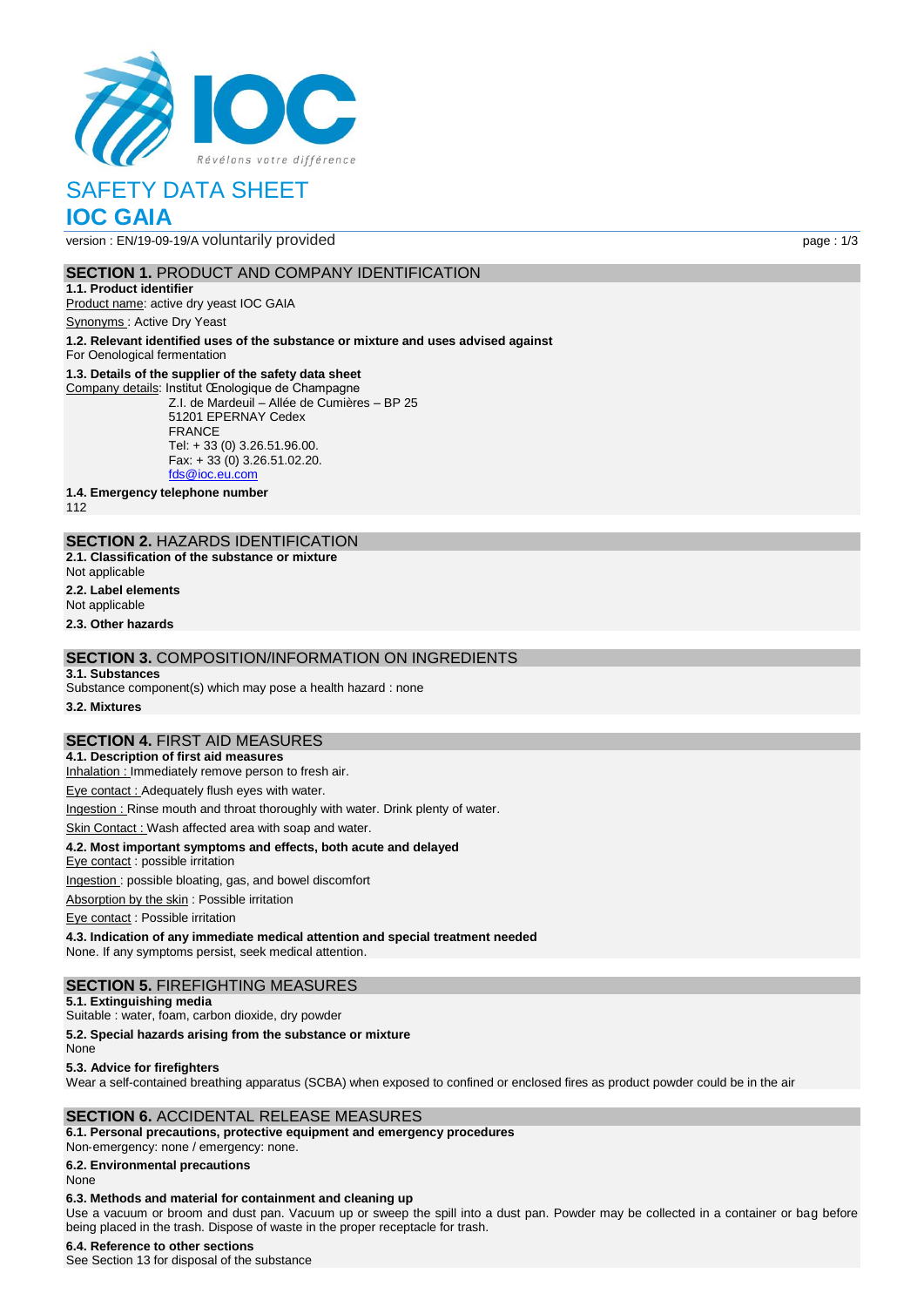Révélons votre différence

# SAFETY DATA SHEET

# IOC GAIA

version : EN/19-09-19/A voluntarily provided

## SECTION 1. PRODUCT AND COMPANY IDENTIFICATION

**1.1. Product identifier**

Product name: active dry yeast IOC GAIA

Synonyms : Active Dry Yeast

**1.2. Relevant identified uses of the substance or mixture and uses advised against**

For Oenological fermentation

**1.3. Details of the supplier of the safety data sheet**

Company details: Institut Œnologique de Champagne
Z.I. de Mardeuil – Allée de Cumières – BP 25
51201 EPERNAY Cedex
FRANCE
Tel: + 33 (0) 3.26.51.96.00.
Fax: + 33 (0) 3.26.51.02.20.
fds@ioc.eu.com

**1.4. Emergency telephone number**

112

## SECTION 2. HAZARDS IDENTIFICATION

**2.1. Classification of the substance or mixture**

Not applicable

**2.2. Label elements**

Not applicable

**2.3. Other hazards**

## SECTION 3. COMPOSITION/INFORMATION ON INGREDIENTS

**3.1. Substances**

Substance component(s) which may pose a health hazard : none

**3.2. Mixtures**

## SECTION 4. FIRST AID MEASURES

**4.1. Description of first aid measures**

Inhalation : Immediately remove person to fresh air.

Eye contact : Adequately flush eyes with water.

Ingestion : Rinse mouth and throat thoroughly with water. Drink plenty of water.

Skin Contact : Wash affected area with soap and water.

**4.2. Most important symptoms and effects, both acute and delayed**

Eye contact : possible irritation

Ingestion : possible bloating, gas, and bowel discomfort

Absorption by the skin : Possible irritation

Eye contact : Possible irritation

**4.3. Indication of any immediate medical attention and special treatment needed**

None. If any symptoms persist, seek medical attention.

## SECTION 5. FIREFIGHTING MEASURES

**5.1. Extinguishing media**

Suitable : water, foam, carbon dioxide, dry powder

**5.2. Special hazards arising from the substance or mixture**

None

**5.3. Advice for firefighters**

Wear a self-contained breathing apparatus (SCBA) when exposed to confined or enclosed fires as product powder could be in the air

## SECTION 6. ACCIDENTAL RELEASE MEASURES

**6.1. Personal precautions, protective equipment and emergency procedures**

Non-emergency: none / emergency: none.

**6.2. Environmental precautions**

None

**6.3. Methods and material for containment and cleaning up**

Use a vacuum or broom and dust pan. Vacuum up or sweep the spill into a dust pan. Powder may be collected in a container or bag before being placed in the trash. Dispose of waste in the proper receptacle for trash.

**6.4. Reference to other sections**

See Section 13 for disposal of the substance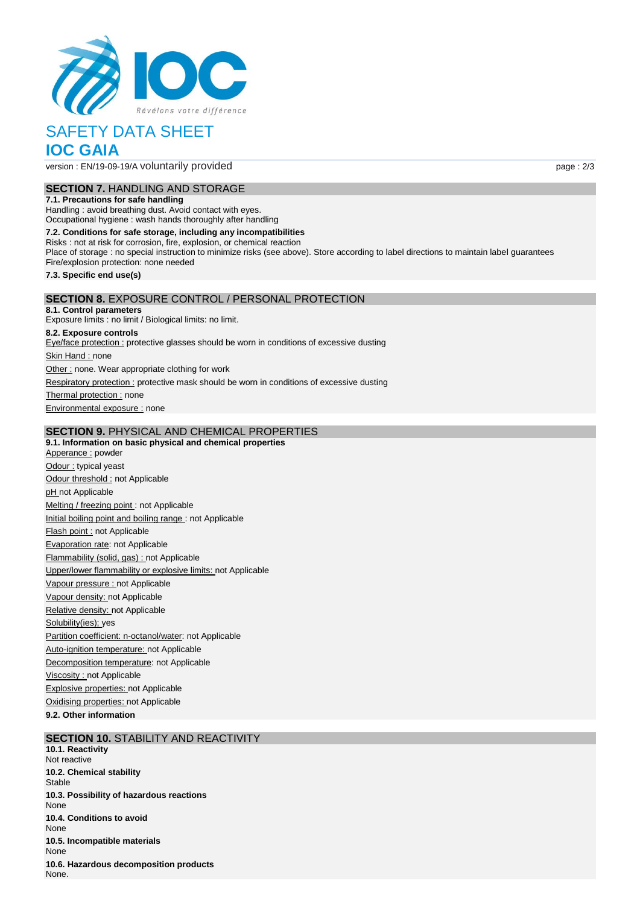# SAFETY DATA SHEET

# IOC GAIA

version : EN/19-09-19/A voluntarily provided

## SECTION 7. HANDLING AND STORAGE

**7.1. Precautions for safe handling**

Handling : avoid breathing dust. Avoid contact with eyes.

Occupational hygiene : wash hands thoroughly after handling

**7.2. Conditions for safe storage, including any incompatibilities**

Risks : not at risk for corrosion, fire, explosion, or chemical reaction

Place of storage : no special instruction to minimize risks (see above). Store according to label directions to maintain label guarantees

Fire/explosion protection: none needed

**7.3. Specific end use(s)**

## SECTION 8. EXPOSURE CONTROL / PERSONAL PROTECTION

**8.1. Control parameters**

Exposure limits : no limit / Biological limits: no limit.

**8.2. Exposure controls**

Eye/face protection : protective glasses should be worn in conditions of excessive dusting

Skin Hand : none

Other : none. Wear appropriate clothing for work

Respiratory protection : protective mask should be worn in conditions of excessive dusting

Thermal protection : none

Environmental exposure : none

## SECTION 9. PHYSICAL AND CHEMICAL PROPERTIES

**9.1. Information on basic physical and chemical properties**

Apperance : powder

Odour : typical yeast

Odour threshold : not Applicable

pH not Applicable

Melting / freezing point : not Applicable

Initial boiling point and boiling range : not Applicable

Flash point : not Applicable

Evaporation rate: not Applicable

Flammability (solid, gas) : not Applicable

Upper/lower flammability or explosive limits: not Applicable

Vapour pressure : not Applicable

Vapour density: not Applicable

Relative density: not Applicable

Solubility(ies); yes

Partition coefficient: n-octanol/water: not Applicable

Auto-ignition temperature: not Applicable

Decomposition temperature: not Applicable

Viscosity : not Applicable

Explosive properties: not Applicable

Oxidising properties: not Applicable

**9.2. Other information**

## SECTION 10. STABILITY AND REACTIVITY

**10.1. Reactivity**

Not reactive

**10.2. Chemical stability**

Stable

**10.3. Possibility of hazardous reactions**

None

**10.4. Conditions to avoid**

None

**10.5. Incompatible materials**

None

**10.6. Hazardous decomposition products**

None.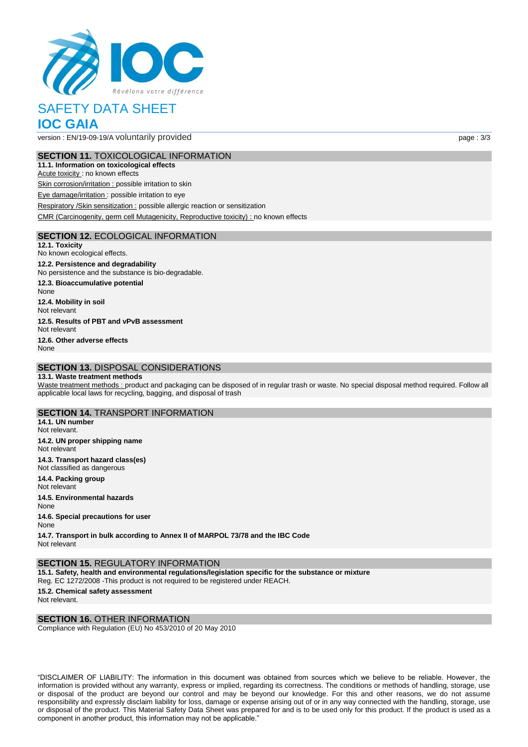# SAFETY DATA SHEET

# IOC GAIA

version : EN/19-09-19/A voluntarily provided

## SECTION 11. TOXICOLOGICAL INFORMATION

**11.1. Information on toxicological effects**

Acute toxicity : no known effects

Skin corrosion/irritation : possible irritation to skin

Eye damage/irritation : possible irritation to eye

Respiratory /Skin sensitization : possible allergic reaction or sensitization

CMR (Carcinogenity, germ cell Mutagenicity, Reproductive toxicity) : no known effects

## SECTION 12. ECOLOGICAL INFORMATION

**12.1. Toxicity**

No known ecological effects.

**12.2. Persistence and degradability**

No persistence and the substance is bio-degradable.

**12.3. Bioaccumulative potential**

None

**12.4. Mobility in soil**

Not relevant

**12.5. Results of PBT and vPvB assessment**

Not relevant

**12.6. Other adverse effects**

None

## SECTION 13. DISPOSAL CONSIDERATIONS

**13.1. Waste treatment methods**

Waste treatment methods : product and packaging can be disposed of in regular trash or waste. No special disposal method required. Follow all applicable local laws for recycling, bagging, and disposal of trash

## SECTION 14. TRANSPORT INFORMATION

**14.1. UN number**

Not relevant.

**14.2. UN proper shipping name**

Not relevant

**14.3. Transport hazard class(es)**

Not classified as dangerous

**14.4. Packing group**

Not relevant

**14.5. Environmental hazards**

None

**14.6. Special precautions for user**

None

**14.7. Transport in bulk according to Annex II of MARPOL 73/78 and the IBC Code**

Not relevant

## SECTION 15. REGULATORY INFORMATION

**15.1. Safety, health and environmental regulations/legislation specific for the substance or mixture**

Reg. EC 1272/2008 -This product is not required to be registered under REACH.

**15.2. Chemical safety assessment**

Not relevant.

## SECTION 16. OTHER INFORMATION

Compliance with Regulation (EU) No 453/2010 of 20 May 2010

"DISCLAIMER OF LIABILITY: The information in this document was obtained from sources which we believe to be reliable. However, the information is provided without any warranty, express or implied, regarding its correctness. The conditions or methods of handling, storage, use or disposal of the product are beyond our control and may be beyond our knowledge. For this and other reasons, we do not assume responsibility and expressly disclaim liability for loss, damage or expense arising out of or in any way connected with the handling, storage, use or disposal of the product. This Material Safety Data Sheet was prepared for and is to be used only for this product. If the product is used as a component in another product, this information may not be applicable."